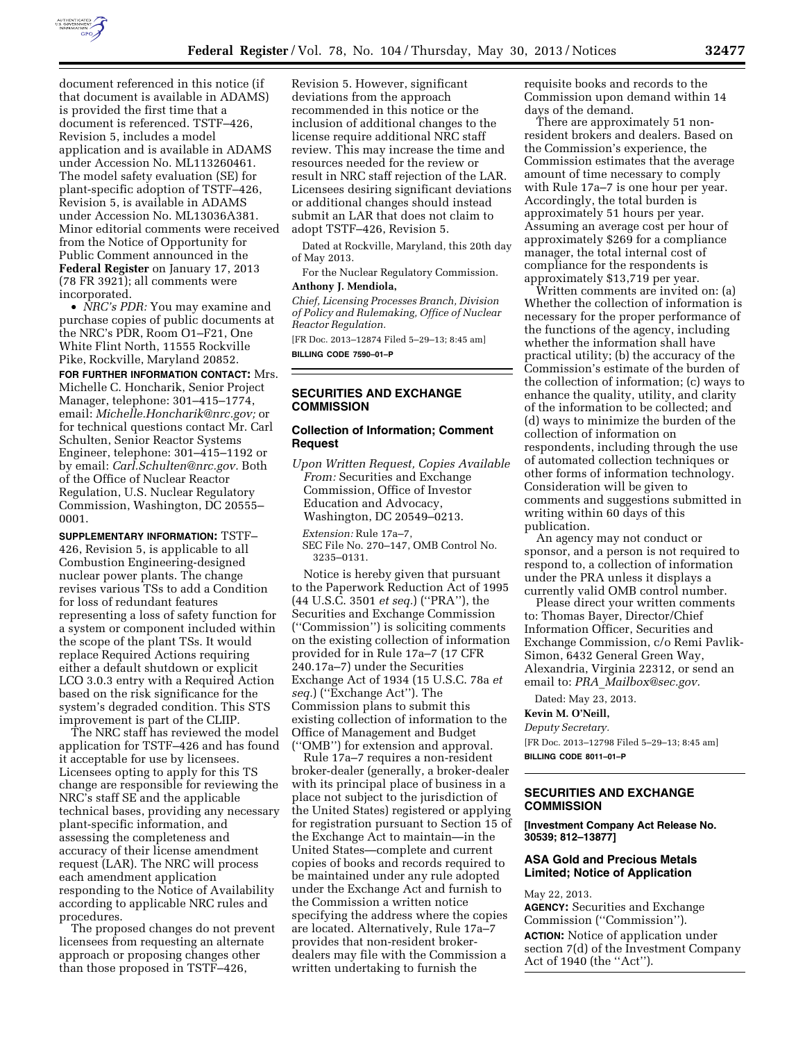document referenced in this notice (if that document is available in ADAMS) is provided the first time that a document is referenced. TSTF–426, Revision 5, includes a model application and is available in ADAMS under Accession No. ML113260461. The model safety evaluation (SE) for plant-specific adoption of TSTF–426, Revision 5, is available in ADAMS under Accession No. ML13036A381. Minor editorial comments were received from the Notice of Opportunity for Public Comment announced in the **Federal Register** on January 17, 2013 (78 FR 3921); all comments were incorporated.

- *NRC's PDR:* You may examine and purchase copies of public documents at the NRC's PDR, Room O1–F21, One White Flint North, 11555 Rockville Pike, Rockville, Maryland 20852.

**FOR FURTHER INFORMATION CONTACT:** Mrs. Michelle C. Honcharik, Senior Project Manager, telephone: 301–415–1774, email: *Michelle.Honcharik@nrc.gov;* or for technical questions contact Mr. Carl Schulten, Senior Reactor Systems Engineer, telephone: 301–415–1192 or by email: *Carl.Schulten@nrc.gov.* Both of the Office of Nuclear Reactor Regulation, U.S. Nuclear Regulatory Commission, Washington, DC 20555–0001.

**SUPPLEMENTARY INFORMATION:** TSTF–426, Revision 5, is applicable to all Combustion Engineering-designed nuclear power plants. The change revises various TSs to add a Condition for loss of redundant features representing a loss of safety function for a system or component included within the scope of the plant TSs. It would replace Required Actions requiring either a default shutdown or explicit LCO 3.0.3 entry with a Required Action based on the risk significance for the system's degraded condition. This STS improvement is part of the CLIIP.

The NRC staff has reviewed the model application for TSTF–426 and has found it acceptable for use by licensees. Licensees opting to apply for this TS change are responsible for reviewing the NRC's staff SE and the applicable technical bases, providing any necessary plant-specific information, and assessing the completeness and accuracy of their license amendment request (LAR). The NRC will process each amendment application responding to the Notice of Availability according to applicable NRC rules and procedures.

The proposed changes do not prevent licensees from requesting an alternate approach or proposing changes other than those proposed in TSTF–426, Revision 5. However, significant deviations from the approach recommended in this notice or the inclusion of additional changes to the license require additional NRC staff review. This may increase the time and resources needed for the review or result in NRC staff rejection of the LAR. Licensees desiring significant deviations or additional changes should instead submit an LAR that does not claim to adopt TSTF–426, Revision 5.

Dated at Rockville, Maryland, this 20th day of May 2013.

For the Nuclear Regulatory Commission.

**Anthony J. Mendiola,**

*Chief, Licensing Processes Branch, Division of Policy and Rulemaking, Office of Nuclear Reactor Regulation.*

[FR Doc. 2013–12874 Filed 5–29–13; 8:45 am]

**BILLING CODE 7590–01–P**

## SECURITIES AND EXCHANGE COMMISSION

### Collection of Information; Comment Request

*Upon Written Request, Copies Available From:* Securities and Exchange Commission, Office of Investor Education and Advocacy, Washington, DC 20549–0213.

*Extension:* Rule 17a–7,
SEC File No. 270–147, OMB Control No. 3235–0131.

Notice is hereby given that pursuant to the Paperwork Reduction Act of 1995 (44 U.S.C. 3501 *et seq.*) (''PRA''), the Securities and Exchange Commission (''Commission'') is soliciting comments on the existing collection of information provided for in Rule 17a–7 (17 CFR 240.17a–7) under the Securities Exchange Act of 1934 (15 U.S.C. 78a *et seq.*) (''Exchange Act''). The Commission plans to submit this existing collection of information to the Office of Management and Budget (''OMB'') for extension and approval.

Rule 17a–7 requires a non-resident broker-dealer (generally, a broker-dealer with its principal place of business in a place not subject to the jurisdiction of the United States) registered or applying for registration pursuant to Section 15 of the Exchange Act to maintain—in the United States—complete and current copies of books and records required to be maintained under any rule adopted under the Exchange Act and furnish to the Commission a written notice specifying the address where the copies are located. Alternatively, Rule 17a–7 provides that non-resident broker-dealers may file with the Commission a written undertaking to furnish the requisite books and records to the Commission upon demand within 14 days of the demand.

There are approximately 51 non-resident brokers and dealers. Based on the Commission's experience, the Commission estimates that the average amount of time necessary to comply with Rule 17a–7 is one hour per year. Accordingly, the total burden is approximately 51 hours per year. Assuming an average cost per hour of approximately $269 for a compliance manager, the total internal cost of compliance for the respondents is approximately $13,719 per year.

Written comments are invited on: (a) Whether the collection of information is necessary for the proper performance of the functions of the agency, including whether the information shall have practical utility; (b) the accuracy of the Commission's estimate of the burden of the collection of information; (c) ways to enhance the quality, utility, and clarity of the information to be collected; and (d) ways to minimize the burden of the collection of information on respondents, including through the use of automated collection techniques or other forms of information technology. Consideration will be given to comments and suggestions submitted in writing within 60 days of this publication.

An agency may not conduct or sponsor, and a person is not required to respond to, a collection of information under the PRA unless it displays a currently valid OMB control number.

Please direct your written comments to: Thomas Bayer, Director/Chief Information Officer, Securities and Exchange Commission, c/o Remi Pavlik-Simon, 6432 General Green Way, Alexandria, Virginia 22312, or send an email to: *PRA_Mailbox@sec.gov.*

Dated: May 23, 2013.

**Kevin M. O'Neill,**

*Deputy Secretary.*

[FR Doc. 2013–12798 Filed 5–29–13; 8:45 am]

**BILLING CODE 8011–01–P**

## SECURITIES AND EXCHANGE COMMISSION

**[Investment Company Act Release No. 30539; 812–13877]**

### ASA Gold and Precious Metals Limited; Notice of Application

May 22, 2013.

**AGENCY:** Securities and Exchange Commission (''Commission'').

**ACTION:** Notice of application under section 7(d) of the Investment Company Act of 1940 (the ''Act'').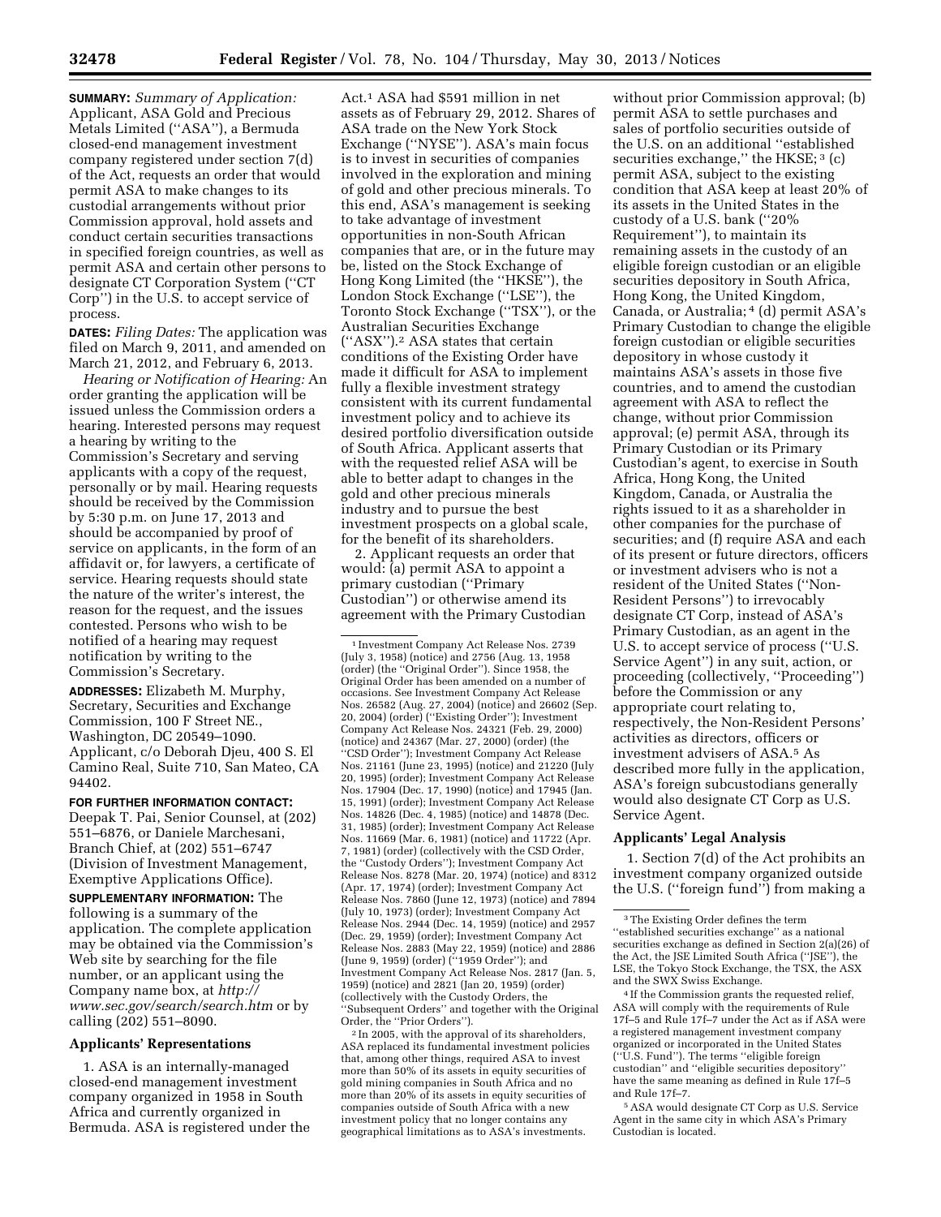**SUMMARY:** *Summary of Application:* Applicant, ASA Gold and Precious Metals Limited (''ASA''), a Bermuda closed-end management investment company registered under section 7(d) of the Act, requests an order that would permit ASA to make changes to its custodial arrangements without prior Commission approval, hold assets and conduct certain securities transactions in specified foreign countries, as well as permit ASA and certain other persons to designate CT Corporation System (''CT Corp'') in the U.S. to accept service of process.

**DATES:** *Filing Dates:* The application was filed on March 9, 2011, and amended on March 21, 2012, and February 6, 2013.

*Hearing or Notification of Hearing:* An order granting the application will be issued unless the Commission orders a hearing. Interested persons may request a hearing by writing to the Commission's Secretary and serving applicants with a copy of the request, personally or by mail. Hearing requests should be received by the Commission by 5:30 p.m. on June 17, 2013 and should be accompanied by proof of service on applicants, in the form of an affidavit or, for lawyers, a certificate of service. Hearing requests should state the nature of the writer's interest, the reason for the request, and the issues contested. Persons who wish to be notified of a hearing may request notification by writing to the Commission's Secretary.

**ADDRESSES:** Elizabeth M. Murphy, Secretary, Securities and Exchange Commission, 100 F Street NE., Washington, DC 20549–1090. Applicant, c/o Deborah Djeu, 400 S. El Camino Real, Suite 710, San Mateo, CA 94402.

**FOR FURTHER INFORMATION CONTACT:** Deepak T. Pai, Senior Counsel, at (202) 551–6876, or Daniele Marchesani, Branch Chief, at (202) 551–6747 (Division of Investment Management, Exemptive Applications Office).

**SUPPLEMENTARY INFORMATION:** The following is a summary of the application. The complete application may be obtained via the Commission's Web site by searching for the file number, or an applicant using the Company name box, at *http://www.sec.gov/search/search.htm* or by calling (202) 551–8090.

## Applicants' Representations

1. ASA is an internally-managed closed-end management investment company organized in 1958 in South Africa and currently organized in Bermuda. ASA is registered under the Act.[1] ASA had $591 million in net assets as of February 29, 2012. Shares of ASA trade on the New York Stock Exchange (''NYSE''). ASA's main focus is to invest in securities of companies involved in the exploration and mining of gold and other precious minerals. To this end, ASA's management is seeking to take advantage of investment opportunities in non-South African companies that are, or in the future may be, listed on the Stock Exchange of Hong Kong Limited (the ''HKSE''), the London Stock Exchange (''LSE''), the Toronto Stock Exchange (''TSX''), or the Australian Securities Exchange (''ASX'').[2] ASA states that certain conditions of the Existing Order have made it difficult for ASA to implement fully a flexible investment strategy consistent with its current fundamental investment policy and to achieve its desired portfolio diversification outside of South Africa. Applicant asserts that with the requested relief ASA will be able to better adapt to changes in the gold and other precious minerals industry and to pursue the best investment prospects on a global scale, for the benefit of its shareholders.

2. Applicant requests an order that would: (a) permit ASA to appoint a primary custodian (''Primary Custodian'') or otherwise amend its agreement with the Primary Custodian without prior Commission approval; (b) permit ASA to settle purchases and sales of portfolio securities outside of the U.S. on an additional ''established securities exchange,'' the HKSE;[3] (c) permit ASA, subject to the existing condition that ASA keep at least 20% of its assets in the United States in the custody of a U.S. bank (''20% Requirement''), to maintain its remaining assets in the custody of an eligible foreign custodian or an eligible securities depository in South Africa, Hong Kong, the United Kingdom, Canada, or Australia;[4] (d) permit ASA's Primary Custodian to change the eligible foreign custodian or eligible securities depository in whose custody it maintains ASA's assets in those five countries, and to amend the custodian agreement with ASA to reflect the change, without prior Commission approval; (e) permit ASA, through its Primary Custodian or its Primary Custodian's agent, to exercise in South Africa, Hong Kong, the United Kingdom, Canada, or Australia the rights issued to it as a shareholder in other companies for the purchase of securities; and (f) require ASA and each of its present or future directors, officers or investment advisers who is not a resident of the United States (''Non-Resident Persons'') to irrevocably designate CT Corp, instead of ASA's Primary Custodian, as an agent in the U.S. to accept service of process (''U.S. Service Agent'') in any suit, action, or proceeding (collectively, ''Proceeding'') before the Commission or any appropriate court relating to, respectively, the Non-Resident Persons' activities as directors, officers or investment advisers of ASA.[5] As described more fully in the application, ASA's foreign subcustodians generally would also designate CT Corp as U.S. Service Agent.

## Applicants' Legal Analysis

1. Section 7(d) of the Act prohibits an investment company organized outside the U.S. (''foreign fund'') from making a

---

[1] Investment Company Act Release Nos. 2739 (July 3, 1958) (notice) and 2756 (Aug. 13, 1958) (order) (the ''Original Order''). Since 1958, the Original Order has been amended on a number of occasions. See Investment Company Act Release Nos. 26582 (Aug. 27, 2004) (notice) and 26602 (Sep. 20, 2004) (order) (''Existing Order''); Investment Company Act Release Nos. 24321 (Feb. 29, 2000) (notice) and 24367 (Mar. 27, 2000) (order) (the ''CSD Order''); Investment Company Act Release Nos. 21161 (June 23, 1995) (notice) and 21220 (July 20, 1995) (order); Investment Company Act Release Nos. 17904 (Dec. 17, 1990) (notice) and 17945 (Jan. 15, 1991) (order); Investment Company Act Release Nos. 14826 (Dec. 4, 1985) (notice) and 14878 (Dec. 31, 1985) (order); Investment Company Act Release Nos. 11669 (Mar. 6, 1981) (notice) and 11722 (Apr. 7, 1981) (order) (collectively with the CSD Order, the ''Custody Orders''); Investment Company Act Release Nos. 8278 (Mar. 20, 1974) (notice) and 8312 (Apr. 17, 1974) (order); Investment Company Act Release Nos. 7860 (June 12, 1973) (notice) and 7894 (July 10, 1973) (order); Investment Company Act Release Nos. 2944 (Dec. 14, 1959) (notice) and 2957 (Dec. 29, 1959) (order); Investment Company Act Release Nos. 2883 (May 22, 1959) (notice) and 2886 (June 9, 1959) (order) (''1959 Order''); and Investment Company Act Release Nos. 2817 (Jan. 5, 1959) (notice) and 2821 (Jan 20, 1959) (order) (collectively with the Custody Orders, the ''Subsequent Orders'' and together with the Original Order, the ''Prior Orders'').

[2] In 2005, with the approval of its shareholders, ASA replaced its fundamental investment policies that, among other things, required ASA to invest more than 50% of its assets in equity securities of gold mining companies in South Africa and no more than 20% of its assets in equity securities of companies outside of South Africa with a new investment policy that no longer contains any geographical limitations as to ASA's investments.

[3] The Existing Order defines the term ''established securities exchange'' as a national securities exchange as defined in Section 2(a)(26) of the Act, the JSE Limited South Africa (''JSE''), the LSE, the Tokyo Stock Exchange, the TSX, the ASX and the SWX Swiss Exchange.

[4] If the Commission grants the requested relief, ASA will comply with the requirements of Rule 17f–5 and Rule 17f–7 under the Act as if ASA were a registered management investment company organized or incorporated in the United States (''U.S. Fund''). The terms ''eligible foreign custodian'' and ''eligible securities depository'' have the same meaning as defined in Rule 17f–5 and Rule 17f–7.

[5] ASA would designate CT Corp as U.S. Service Agent in the same city in which ASA's Primary Custodian is located.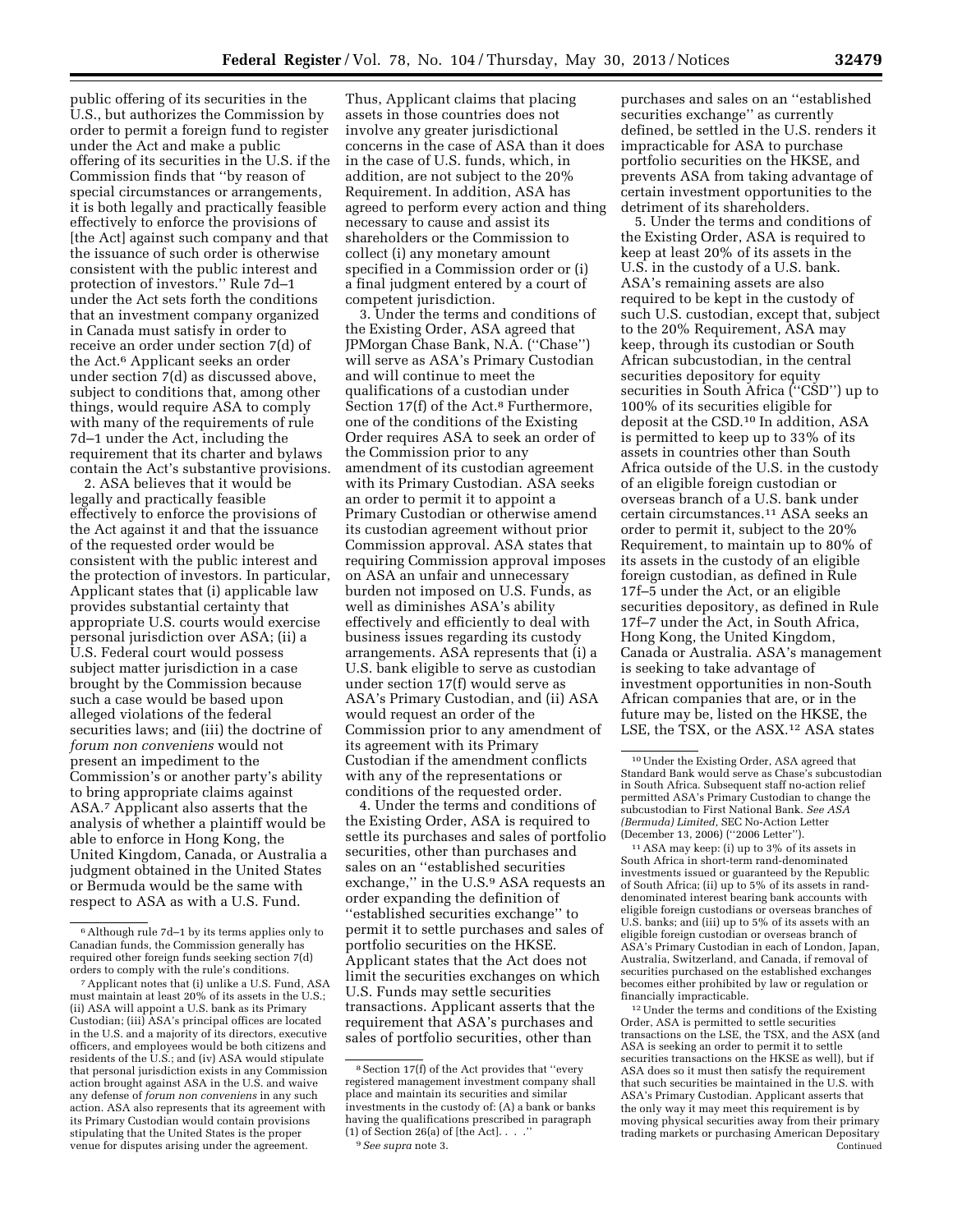public offering of its securities in the U.S., but authorizes the Commission by order to permit a foreign fund to register under the Act and make a public offering of its securities in the U.S. if the Commission finds that ''by reason of special circumstances or arrangements, it is both legally and practically feasible effectively to enforce the provisions of [the Act] against such company and that the issuance of such order is otherwise consistent with the public interest and protection of investors.'' Rule 7d–1 under the Act sets forth the conditions that an investment company organized in Canada must satisfy in order to receive an order under section 7(d) of the Act.[6] Applicant seeks an order under section 7(d) as discussed above, subject to conditions that, among other things, would require ASA to comply with many of the requirements of rule 7d–1 under the Act, including the requirement that its charter and bylaws contain the Act's substantive provisions.

2. ASA believes that it would be legally and practically feasible effectively to enforce the provisions of the Act against it and that the issuance of the requested order would be consistent with the public interest and the protection of investors. In particular, Applicant states that (i) applicable law provides substantial certainty that appropriate U.S. courts would exercise personal jurisdiction over ASA; (ii) a U.S. Federal court would possess subject matter jurisdiction in a case brought by the Commission because such a case would be based upon alleged violations of the federal securities laws; and (iii) the doctrine of *forum non conveniens* would not present an impediment to the Commission's or another party's ability to bring appropriate claims against ASA.[7] Applicant also asserts that the analysis of whether a plaintiff would be able to enforce in Hong Kong, the United Kingdom, Canada, or Australia a judgment obtained in the United States or Bermuda would be the same with respect to ASA as with a U.S. Fund. Thus, Applicant claims that placing assets in those countries does not involve any greater jurisdictional concerns in the case of ASA than it does in the case of U.S. funds, which, in addition, are not subject to the 20% Requirement. In addition, ASA has agreed to perform every action and thing necessary to cause and assist its shareholders or the Commission to collect (i) any monetary amount specified in a Commission order or (i) a final judgment entered by a court of competent jurisdiction.

3. Under the terms and conditions of the Existing Order, ASA agreed that JPMorgan Chase Bank, N.A. (''Chase'') will serve as ASA's Primary Custodian and will continue to meet the qualifications of a custodian under Section 17(f) of the Act.[8] Furthermore, one of the conditions of the Existing Order requires ASA to seek an order of the Commission prior to any amendment of its custodian agreement with its Primary Custodian. ASA seeks an order to permit it to appoint a Primary Custodian or otherwise amend its custodian agreement without prior Commission approval. ASA states that requiring Commission approval imposes on ASA an unfair and unnecessary burden not imposed on U.S. Funds, as well as diminishes ASA's ability effectively and efficiently to deal with business issues regarding its custody arrangements. ASA represents that (i) a U.S. bank eligible to serve as custodian under section 17(f) would serve as ASA's Primary Custodian, and (ii) ASA would request an order of the Commission prior to any amendment of its agreement with its Primary Custodian if the amendment conflicts with any of the representations or conditions of the requested order.

4. Under the terms and conditions of the Existing Order, ASA is required to settle its purchases and sales of portfolio securities, other than purchases and sales on an ''established securities exchange,'' in the U.S.[9] ASA requests an order expanding the definition of ''established securities exchange'' to permit it to settle purchases and sales of portfolio securities on the HKSE. Applicant states that the Act does not limit the securities exchanges on which U.S. Funds may settle securities transactions. Applicant asserts that the requirement that ASA's purchases and sales of portfolio securities, other than purchases and sales on an ''established securities exchange'' as currently defined, be settled in the U.S. renders it impracticable for ASA to purchase portfolio securities on the HKSE, and prevents ASA from taking advantage of certain investment opportunities to the detriment of its shareholders.

5. Under the terms and conditions of the Existing Order, ASA is required to keep at least 20% of its assets in the U.S. in the custody of a U.S. bank. ASA's remaining assets are also required to be kept in the custody of such U.S. custodian, except that, subject to the 20% Requirement, ASA may keep, through its custodian or South African subcustodian, in the central securities depository for equity securities in South Africa (''CSD'') up to 100% of its securities eligible for deposit at the CSD.[10] In addition, ASA is permitted to keep up to 33% of its assets in countries other than South Africa outside of the U.S. in the custody of an eligible foreign custodian or overseas branch of a U.S. bank under certain circumstances.[11] ASA seeks an order to permit it, subject to the 20% Requirement, to maintain up to 80% of its assets in the custody of an eligible foreign custodian, as defined in Rule 17f–5 under the Act, or an eligible securities depository, as defined in Rule 17f–7 under the Act, in South Africa, Hong Kong, the United Kingdom, Canada or Australia. ASA's management is seeking to take advantage of investment opportunities in non-South African companies that are, or in the future may be, listed on the HKSE, the LSE, the TSX, or the ASX.[12] ASA states

---

[6] Although rule 7d–1 by its terms applies only to Canadian funds, the Commission generally has required other foreign funds seeking section 7(d) orders to comply with the rule's conditions.

[7] Applicant notes that (i) unlike a U.S. Fund, ASA must maintain at least 20% of its assets in the U.S.; (ii) ASA will appoint a U.S. bank as its Primary Custodian; (iii) ASA's principal offices are located in the U.S. and a majority of its directors, executive officers, and employees would be both citizens and residents of the U.S.; and (iv) ASA would stipulate that personal jurisdiction exists in any Commission action brought against ASA in the U.S. and waive any defense of *forum non conveniens* in any such action. ASA also represents that its agreement with its Primary Custodian would contain provisions stipulating that the United States is the proper venue for disputes arising under the agreement.

[8] Section 17(f) of the Act provides that ''every registered management investment company shall place and maintain its securities and similar investments in the custody of: (A) a bank or banks having the qualifications prescribed in paragraph (1) of Section 26(a) of [the Act]. . . .''

[9] *See supra* note 3.

[10] Under the Existing Order, ASA agreed that Standard Bank would serve as Chase's subcustodian in South Africa. Subsequent staff no-action relief permitted ASA's Primary Custodian to change the subcustodian to First National Bank. *See ASA (Bermuda) Limited*, SEC No-Action Letter (December 13, 2006) (''2006 Letter'').

[11] ASA may keep: (i) up to 3% of its assets in South Africa in short-term rand-denominated investments issued or guaranteed by the Republic of South Africa; (ii) up to 5% of its assets in rand-denominated interest bearing bank accounts with eligible foreign custodians or overseas branches of U.S. banks; and (iii) up to 5% of its assets with an eligible foreign custodian or overseas branch of ASA's Primary Custodian in each of London, Japan, Australia, Switzerland, and Canada, if removal of securities purchased on the established exchanges becomes either prohibited by law or regulation or financially impracticable.

[12] Under the terms and conditions of the Existing Order, ASA is permitted to settle securities transactions on the LSE, the TSX, and the ASX (and ASA is seeking an order to permit it to settle securities transactions on the HKSE as well), but if ASA does so it must then satisfy the requirement that such securities be maintained in the U.S. with ASA's Primary Custodian. Applicant asserts that the only way it may meet this requirement is by moving physical securities away from their primary trading markets or purchasing American Depositary

Continued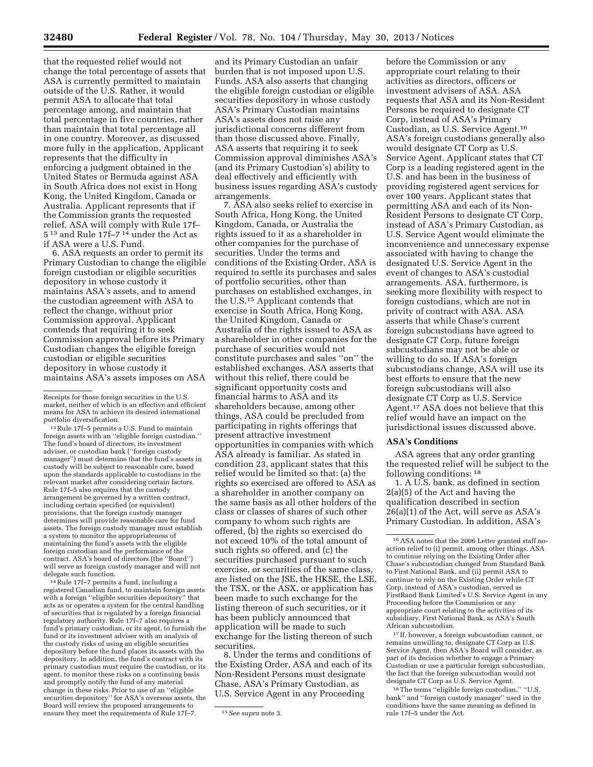that the requested relief would not change the total percentage of assets that ASA is currently permitted to maintain outside of the U.S. Rather, it would permit ASA to allocate that total percentage among, and maintain that total percentage in five countries, rather than maintain that total percentage all in one country. Moreover, as discussed more fully in the application, Applicant represents that the difficulty in enforcing a judgment obtained in the United States or Bermuda against ASA in South Africa does not exist in Hong Kong, the United Kingdom, Canada or Australia. Applicant represents that if the Commission grants the requested relief, ASA will comply with Rule 17f–5 [13] and Rule 17f–7 [14] under the Act as if ASA were a U.S. Fund.

6. ASA requests an order to permit its Primary Custodian to change the eligible foreign custodian or eligible securities depository in whose custody it maintains ASA's assets, and to amend the custodian agreement with ASA to reflect the change, without prior Commission approval. Applicant contends that requiring it to seek Commission approval before its Primary Custodian changes the eligible foreign custodian or eligible securities depository in whose custody it maintains ASA's assets imposes on ASA and its Primary Custodian an unfair burden that is not imposed upon U.S. Funds. ASA also asserts that changing the eligible foreign custodian or eligible securities depository in whose custody ASA's Primary Custodian maintains ASA's assets does not raise any jurisdictional concerns different from than those discussed above. Finally, ASA asserts that requiring it to seek Commission approval diminishes ASA's (and its Primary Custodian's) ability to deal effectively and efficiently with business issues regarding ASA's custody arrangements.

7. ASA also seeks relief to exercise in South Africa, Hong Kong, the United Kingdom, Canada, or Australia the rights issued to it as a shareholder in other companies for the purchase of securities. Under the terms and conditions of the Existing Order, ASA is required to settle its purchases and sales of portfolio securities, other than purchases on established exchanges, in the U.S.[15] Applicant contends that exercise in South Africa, Hong Kong, the United Kingdom, Canada or Australia of the rights issued to ASA as a shareholder in other companies for the purchase of securities would not constitute purchases and sales "on" the established exchanges. ASA asserts that without this relief, there could be significant opportunity costs and financial harms to ASA and its shareholders because, among other things, ASA could be precluded from participating in rights offerings that present attractive investment opportunities in companies with which ASA already is familiar. As stated in condition 23, applicant states that this relief would be limited so that: (a) the rights so exercised are offered to ASA as a shareholder in another company on the same basis as all other holders of the class or classes of shares of such other company to whom such rights are offered, (b) the rights so exercised do not exceed 10% of the total amount of such rights so offered, and (c) the securities purchased pursuant to such exercise, or securities of the same class, are listed on the JSE, the HKSE, the LSE, the TSX, or the ASX, or application has been made to such exchange for the listing thereof of such securities, or it has been publicly announced that application will be made to such exchange for the listing thereof of such securities.

8. Under the terms and conditions of the Existing Order, ASA and each of its Non-Resident Persons must designate Chase, ASA's Primary Custodian, as U.S. Service Agent in any Proceeding before the Commission or any appropriate court relating to their activities as directors, officers or investment advisers of ASA. ASA requests that ASA and its Non-Resident Persons be required to designate CT Corp, instead of ASA's Primary Custodian, as U.S. Service Agent.[16] ASA's foreign custodians generally also would designate CT Corp as U.S. Service Agent. Applicant states that CT Corp is a leading registered agent in the U.S. and has been in the business of providing registered agent services for over 100 years. Applicant states that permitting ASA and each of its Non-Resident Persons to designate CT Corp, instead of ASA's Primary Custodian, as U.S. Service Agent would eliminate the inconvenience and unnecessary expense associated with having to change the designated U.S. Service Agent in the event of changes to ASA's custodial arrangements. ASA, furthermore, is seeking more flexibility with respect to foreign custodians, which are not in privity of contract with ASA. ASA asserts that while Chase's current foreign subcustodians have agreed to designate CT Corp, future foreign subcustodians may not be able or willing to do so. If ASA's foreign subcustodians change, ASA will use its best efforts to ensure that the new foreign subcustodians will also designate CT Corp as U.S. Service Agent.[17] ASA does not believe that this relief would have an impact on the jurisdictional issues discussed above.

## ASA's Conditions

ASA agrees that any order granting the requested relief will be subject to the following conditions: [18]

1. A U.S. bank, as defined in section 2(a)(5) of the Act and having the qualification described in section 26(a)(1) of the Act, will serve as ASA's Primary Custodian. In addition, ASA's

---

Receipts for those foreign securities in the U.S. market, neither of which is an effective and efficient means for ASA to achieve its desired international portfolio diversification.

[13] Rule 17f–5 permits a U.S. Fund to maintain foreign assets with an "eligible foreign custodian." The fund's board of directors, its investment adviser, or custodian bank ("foreign custody manager") must determine that the fund's assets in custody will be subject to reasonable care, based upon the standards applicable to custodians in the relevant market after considering certain factors. Rule 17f–5 also requires that the custody arrangement be governed by a written contract, including certain specified (or equivalent) provisions, that the foreign custody manager determines will provide reasonable care for fund assets. The foreign custody manager must establish a system to monitor the appropriateness of maintaining the fund's assets with the eligible foreign custodian and the performance of the contract. ASA's board of directors (the "Board") will serve as foreign custody manager and will not delegate such function.

[14] Rule 17f–7 permits a fund, including a registered Canadian fund, to maintain foreign assets with a foreign "eligible securities depository" that acts as or operates a system for the central handling of securities that is regulated by a foreign financial regulatory authority. Rule 17f–7 also requires a fund's primary custodian, or its agent, to furnish the fund or its investment adviser with an analysis of the custody risks of using an eligible securities depository before the fund places its assets with the depository. In addition, the fund's contract with its primary custodian must require the custodian, or its agent, to monitor these risks on a continuing basis and promptly notify the fund of any material change in these risks. Prior to use of an "eligible securities depository" for ASA's overseas assets, the Board will review the proposed arrangements to ensure they meet the requirements of Rule 17f–7.

[15] *See supra* note 3.

[16] ASA notes that the 2006 Letter granted staff no-action relief to (i) permit, among other things, ASA to continue relying on the Existing Order after Chase's subcustodian changed from Standard Bank to First National Bank, and (ii) permit ASA to continue to rely on the Existing Order while CT Corp, instead of ASA's custodian, served as FirstRand Bank Limited's U.S. Service Agent in any Proceeding before the Commission or any appropriate court relating to the activities of its subsidiary, First National Bank, as ASA's South African subcustodian.

[17] If, however, a foreign subcustodian cannot, or remains unwilling to, designate CT Corp as U.S. Service Agent, then ASA's Board will consider, as part of its decision whether to engage a Primary Custodian or use a particular foreign subcustodian, the fact that the foreign subcustodian would not designate CT Corp as U.S. Service Agent.

[18] The terms "eligible foreign custodian," "U.S. bank" and "foreign custody manager" used in the conditions have the same meaning as defined in rule 17f–5 under the Act.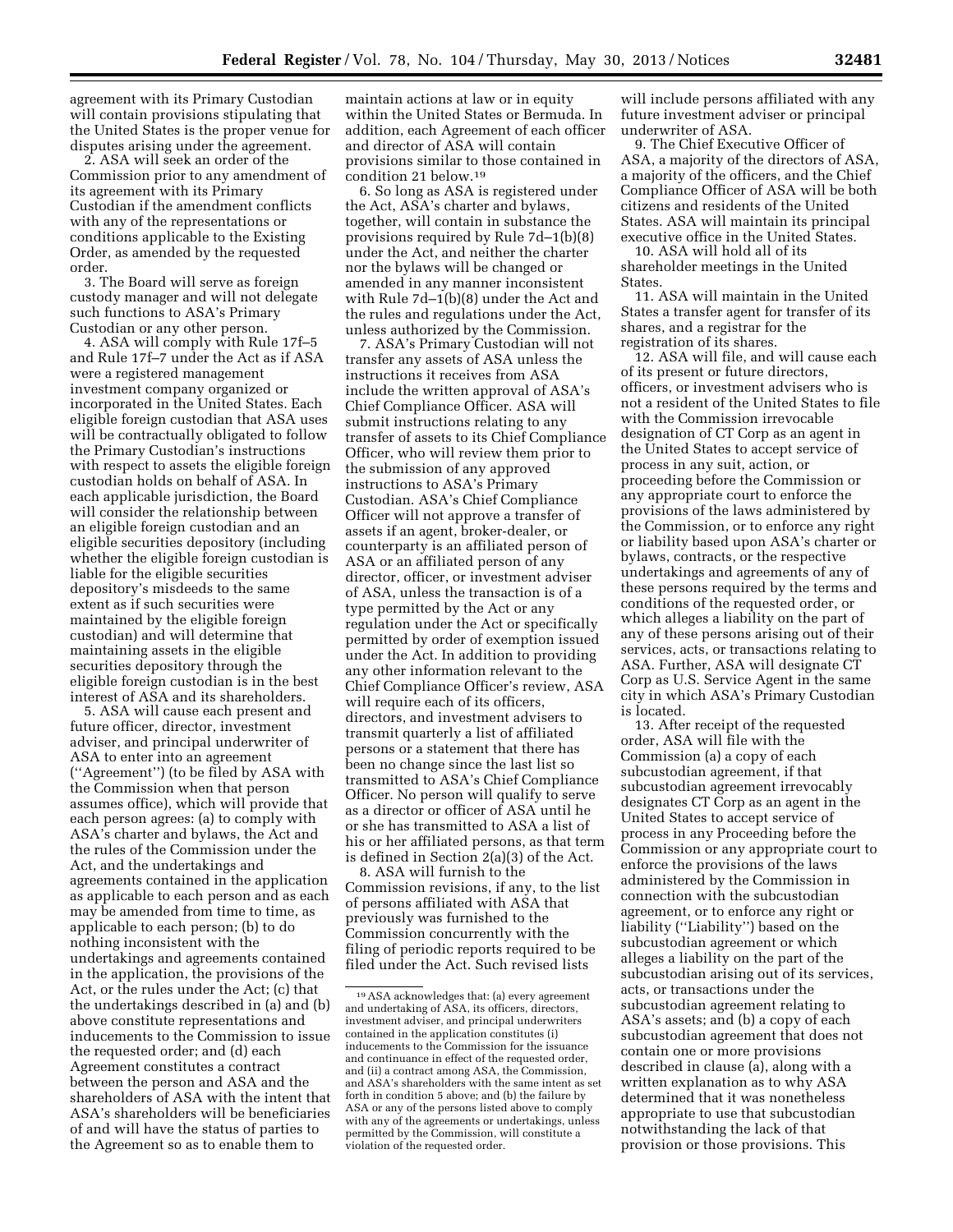agreement with its Primary Custodian will contain provisions stipulating that the United States is the proper venue for disputes arising under the agreement.

2. ASA will seek an order of the Commission prior to any amendment of its agreement with its Primary Custodian if the amendment conflicts with any of the representations or conditions applicable to the Existing Order, as amended by the requested order.

3. The Board will serve as foreign custody manager and will not delegate such functions to ASA's Primary Custodian or any other person.

4. ASA will comply with Rule 17f–5 and Rule 17f–7 under the Act as if ASA were a registered management investment company organized or incorporated in the United States. Each eligible foreign custodian that ASA uses will be contractually obligated to follow the Primary Custodian's instructions with respect to assets the eligible foreign custodian holds on behalf of ASA. In each applicable jurisdiction, the Board will consider the relationship between an eligible foreign custodian and an eligible securities depository (including whether the eligible foreign custodian is liable for the eligible securities depository's misdeeds to the same extent as if such securities were maintained by the eligible foreign custodian) and will determine that maintaining assets in the eligible securities depository through the eligible foreign custodian is in the best interest of ASA and its shareholders.

5. ASA will cause each present and future officer, director, investment adviser, and principal underwriter of ASA to enter into an agreement (''Agreement'') (to be filed by ASA with the Commission when that person assumes office), which will provide that each person agrees: (a) to comply with ASA's charter and bylaws, the Act and the rules of the Commission under the Act, and the undertakings and agreements contained in the application as applicable to each person and as each may be amended from time to time, as applicable to each person; (b) to do nothing inconsistent with the undertakings and agreements contained in the application, the provisions of the Act, or the rules under the Act; (c) that the undertakings described in (a) and (b) above constitute representations and inducements to the Commission to issue the requested order; and (d) each Agreement constitutes a contract between the person and ASA and the shareholders of ASA with the intent that ASA's shareholders will be beneficiaries of and will have the status of parties to the Agreement so as to enable them to maintain actions at law or in equity within the United States or Bermuda. In addition, each Agreement of each officer and director of ASA will contain provisions similar to those contained in condition 21 below.[19]

6. So long as ASA is registered under the Act, ASA's charter and bylaws, together, will contain in substance the provisions required by Rule 7d–1(b)(8) under the Act, and neither the charter nor the bylaws will be changed or amended in any manner inconsistent with Rule 7d–1(b)(8) under the Act and the rules and regulations under the Act, unless authorized by the Commission.

7. ASA's Primary Custodian will not transfer any assets of ASA unless the instructions it receives from ASA include the written approval of ASA's Chief Compliance Officer. ASA will submit instructions relating to any transfer of assets to its Chief Compliance Officer, who will review them prior to the submission of any approved instructions to ASA's Primary Custodian. ASA's Chief Compliance Officer will not approve a transfer of assets if an agent, broker-dealer, or counterparty is an affiliated person of ASA or an affiliated person of any director, officer, or investment adviser of ASA, unless the transaction is of a type permitted by the Act or any regulation under the Act or specifically permitted by order of exemption issued under the Act. In addition to providing any other information relevant to the Chief Compliance Officer's review, ASA will require each of its officers, directors, and investment advisers to transmit quarterly a list of affiliated persons or a statement that there has been no change since the last list so transmitted to ASA's Chief Compliance Officer. No person will qualify to serve as a director or officer of ASA until he or she has transmitted to ASA a list of his or her affiliated persons, as that term is defined in Section 2(a)(3) of the Act.

8. ASA will furnish to the Commission revisions, if any, to the list of persons affiliated with ASA that previously was furnished to the Commission concurrently with the filing of periodic reports required to be filed under the Act. Such revised lists will include persons affiliated with any future investment adviser or principal underwriter of ASA.

9. The Chief Executive Officer of ASA, a majority of the directors of ASA, a majority of the officers, and the Chief Compliance Officer of ASA will be both citizens and residents of the United States. ASA will maintain its principal executive office in the United States.

10. ASA will hold all of its shareholder meetings in the United States.

11. ASA will maintain in the United States a transfer agent for transfer of its shares, and a registrar for the registration of its shares.

12. ASA will file, and will cause each of its present or future directors, officers, or investment advisers who is not a resident of the United States to file with the Commission an irrevocable designation of CT Corp as an agent in the United States to accept service of process in any suit, action, or proceeding before the Commission or any appropriate court to enforce the provisions of the laws administered by the Commission, or to enforce any right or liability based upon ASA's charter or bylaws, contracts, or the respective undertakings and agreements of any of these persons required by the terms and conditions of the requested order, or which alleges a liability on the part of any of these persons arising out of their services, acts, or transactions relating to ASA. Further, ASA will designate CT Corp as U.S. Service Agent in the same city in which ASA's Primary Custodian is located.

13. After receipt of the requested order, ASA will file with the Commission (a) a copy of each subcustodian agreement, if that subcustodian agreement irrevocably designates CT Corp as an agent in the United States to accept service of process in any Proceeding before the Commission or any appropriate court to enforce the provisions of the laws administered by the Commission in connection with the subcustodian agreement, or to enforce any right or liability (''Liability'') based on the subcustodian agreement or which alleges a liability on the part of the subcustodian arising out of its services, acts, or transactions under the subcustodian agreement relating to ASA's assets; and (b) a copy of each subcustodian agreement that does not contain one or more provisions described in clause (a), along with a written explanation as to why ASA determined that it was nonetheless appropriate to use that subcustodian notwithstanding the lack of that provision or those provisions. This

[19] ASA acknowledges that: (a) every agreement and undertaking of ASA, its officers, directors, investment adviser, and principal underwriters contained in the application constitutes (i) inducements to the Commission for the issuance and continuance in effect of the requested order, and (ii) a contract among ASA, the Commission, and ASA's shareholders with the same intent as set forth in condition 5 above; and (b) the failure by ASA or any of the persons listed above to comply with any of the agreements or undertakings, unless permitted by the Commission, will constitute a violation of the requested order.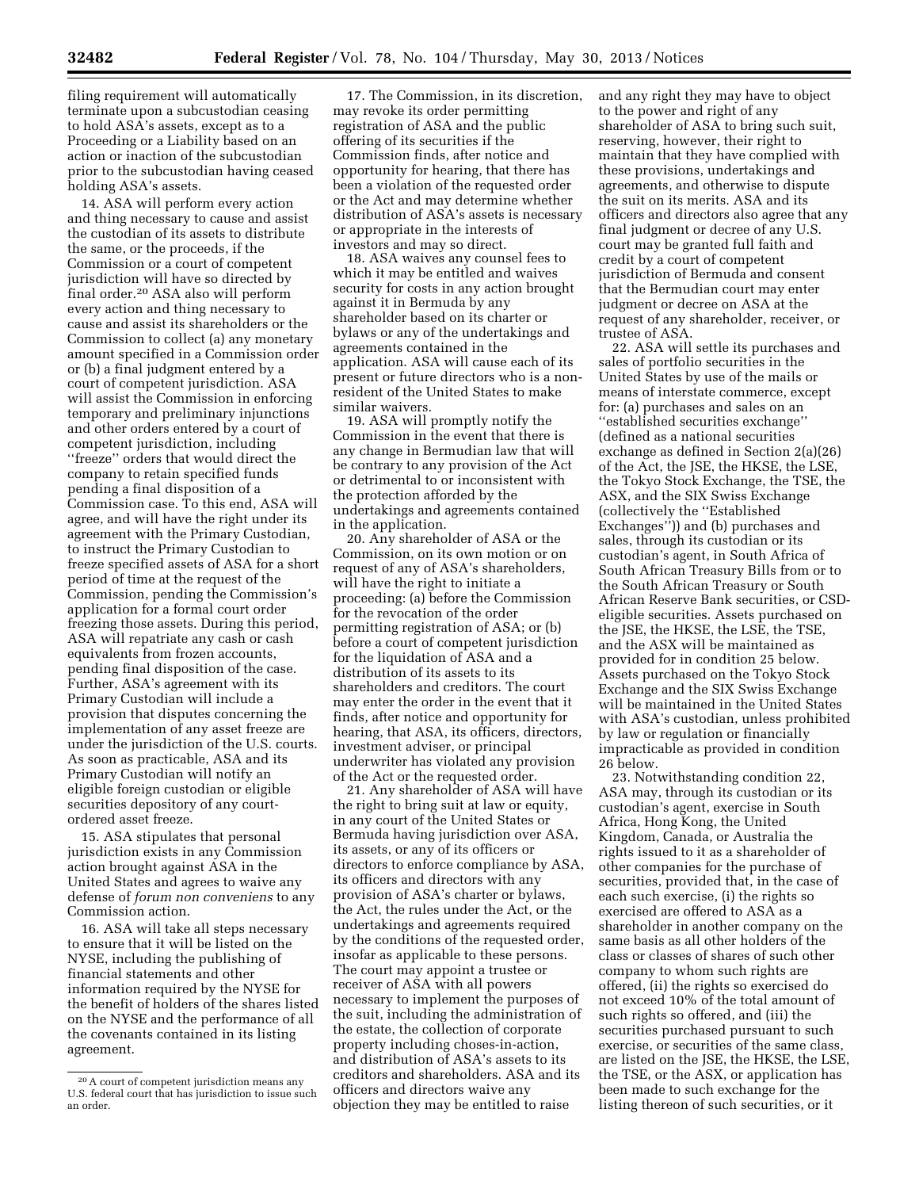filing requirement will automatically terminate upon a subcustodian ceasing to hold ASA's assets, except as to a Proceeding or a Liability based on an action or inaction of the subcustodian prior to the subcustodian having ceased holding ASA's assets.

14. ASA will perform every action and thing necessary to cause and assist the custodian of its assets to distribute the same, or the proceeds, if the Commission or a court of competent jurisdiction will have so directed by final order.[20] ASA also will perform every action and thing necessary to cause and assist its shareholders or the Commission to collect (a) any monetary amount specified in a Commission order or (b) a final judgment entered by a court of competent jurisdiction. ASA will assist the Commission in enforcing temporary and preliminary injunctions and other orders entered by a court of competent jurisdiction, including "freeze" orders that would direct the company to retain specified funds pending a final disposition of a Commission case. To this end, ASA will agree, and will have the right under its agreement with the Primary Custodian, to instruct the Primary Custodian to freeze specified assets of ASA for a short period of time at the request of the Commission, pending the Commission's application for a formal court order freezing those assets. During this period, ASA will repatriate any cash or cash equivalents from frozen accounts, pending final disposition of the case. Further, ASA's agreement with its Primary Custodian will include a provision that disputes concerning the implementation of any asset freeze are under the jurisdiction of the U.S. courts. As soon as practicable, ASA and its Primary Custodian will notify an eligible foreign custodian or eligible securities depository of any court-ordered asset freeze.

15. ASA stipulates that personal jurisdiction exists in any Commission action brought against ASA in the United States and agrees to waive any defense of *forum non conveniens* to any Commission action.

16. ASA will take all steps necessary to ensure that it will be listed on the NYSE, including the publishing of financial statements and other information required by the NYSE for the benefit of holders of the shares listed on the NYSE and the performance of all the covenants contained in its listing agreement.

17. The Commission, in its discretion, may revoke its order permitting registration of ASA and the public offering of its securities if the Commission finds, after notice and opportunity for hearing, that there has been a violation of the requested order or the Act and may determine whether distribution of ASA's assets is necessary or appropriate in the interests of investors and may so direct.

18. ASA waives any counsel fees to which it may be entitled and waives security for costs in any action brought against it in Bermuda by any shareholder based on its charter or bylaws or any of the undertakings and agreements contained in the application. ASA will cause each of its present or future directors who is a non-resident of the United States to make similar waivers.

19. ASA will promptly notify the Commission in the event that there is any change in Bermudian law that will be contrary to any provision of the Act or detrimental to or inconsistent with the protection afforded by the undertakings and agreements contained in the application.

20. Any shareholder of ASA or the Commission, on its own motion or on request of any of ASA's shareholders, will have the right to initiate a proceeding: (a) before the Commission for the revocation of the order permitting registration of ASA; or (b) before a court of competent jurisdiction for the liquidation of ASA and a distribution of its assets to its shareholders and creditors. The court may enter the order in the event that it finds, after notice and opportunity for hearing, that ASA, its officers, directors, investment adviser, or principal underwriter has violated any provision of the Act or the requested order.

21. Any shareholder of ASA will have the right to bring suit at law or equity, in any court of the United States or Bermuda having jurisdiction over ASA, its assets, or any of its officers or directors to enforce compliance by ASA, its officers and directors with any provision of ASA's charter or bylaws, the Act, the rules under the Act, or the undertakings and agreements required by the conditions of the requested order, insofar as applicable to these persons. The court may appoint a trustee or receiver of ASA with all powers necessary to implement the purposes of the suit, including the administration of the estate, the collection of corporate property including choses-in-action, and distribution of ASA's assets to its creditors and shareholders. ASA and its officers and directors waive any objection they may be entitled to raise and any right they may have to object to the power and right of any shareholder of ASA to bring such suit, reserving, however, their right to maintain that they have complied with these provisions, undertakings and agreements, and otherwise to dispute the suit on its merits. ASA and its officers and directors also agree that any final judgment or decree of any U.S. court may be granted full faith and credit by a court of competent jurisdiction of Bermuda and consent that the Bermudian court may enter judgment or decree on ASA at the request of any shareholder, receiver, or trustee of ASA.

22. ASA will settle its purchases and sales of portfolio securities in the United States by use of the mails or means of interstate commerce, except for: (a) purchases and sales on an "established securities exchange" (defined as a national securities exchange as defined in Section 2(a)(26) of the Act, the JSE, the HKSE, the LSE, the Tokyo Stock Exchange, the TSE, the ASX, and the SIX Swiss Exchange (collectively the "Established Exchanges")) and (b) purchases and sales, through its custodian or its custodian's agent, in South Africa of South African Treasury Bills from or to the South African Treasury or South African Reserve Bank securities, or CSD-eligible securities. Assets purchased on the JSE, the HKSE, the LSE, the TSE, and the ASX will be maintained as provided for in condition 25 below. Assets purchased on the Tokyo Stock Exchange and the SIX Swiss Exchange will be maintained in the United States with ASA's custodian, unless prohibited by law or regulation or financially impracticable as provided in condition 26 below.

23. Notwithstanding condition 22, ASA may, through its custodian or its custodian's agent, exercise in South Africa, Hong Kong, the United Kingdom, Canada, or Australia the rights issued to it as a shareholder of other companies for the purchase of securities, provided that, in the case of each such exercise, (i) the rights so exercised are offered to ASA as a shareholder in another company on the same basis as all other holders of the class or classes of shares of such other company to whom such rights are offered, (ii) the rights so exercised do not exceed 10% of the total amount of such rights so offered, and (iii) the securities purchased pursuant to such exercise, or securities of the same class, are listed on the JSE, the HKSE, the LSE, the TSE, or the ASX, or application has been made to such exchange for the listing thereof of such securities, or it

[20] A court of competent jurisdiction means any U.S. federal court that has jurisdiction to issue such an order.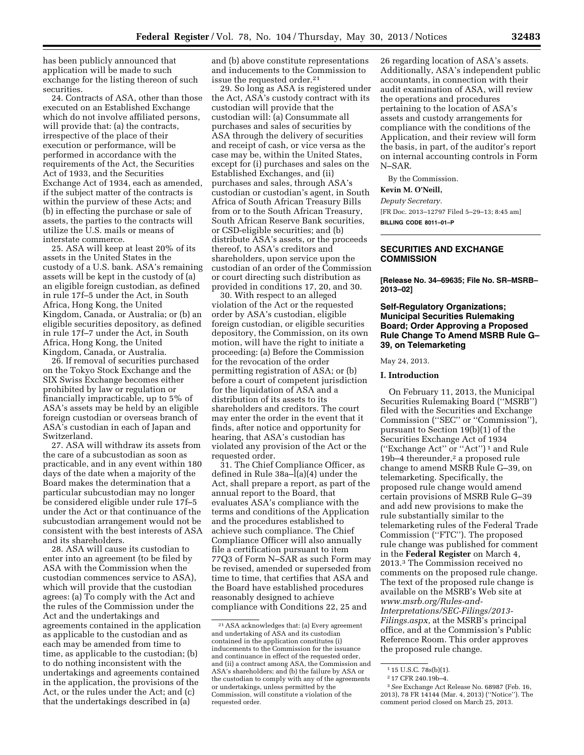has been publicly announced that application will be made to such exchange for the listing thereon of such securities.

24. Contracts of ASA, other than those executed on an Established Exchange which do not involve affiliated persons, will provide that: (a) the contracts, irrespective of the place of their execution or performance, will be performed in accordance with the requirements of the Act, the Securities Act of 1933, and the Securities Exchange Act of 1934, each as amended, if the subject matter of the contracts is within the purview of these Acts; and (b) in effecting the purchase or sale of assets, the parties to the contracts will utilize the U.S. mails or means of interstate commerce.

25. ASA will keep at least 20% of its assets in the United States in the custody of a U.S. bank. ASA's remaining assets will be kept in the custody of (a) an eligible foreign custodian, as defined in rule 17f–5 under the Act, in South Africa, Hong Kong, the United Kingdom, Canada, or Australia; or (b) an eligible securities depository, as defined in rule 17f–7 under the Act, in South Africa, Hong Kong, the United Kingdom, Canada, or Australia.

26. If removal of securities purchased on the Tokyo Stock Exchange and the SIX Swiss Exchange becomes either prohibited by law or regulation or financially impracticable, up to 5% of ASA's assets may be held by an eligible foreign custodian or overseas branch of ASA's custodian in each of Japan and Switzerland.

27. ASA will withdraw its assets from the care of a subcustodian as soon as practicable, and in any event within 180 days of the date when a majority of the Board makes the determination that a particular subcustodian may no longer be considered eligible under rule 17f–5 under the Act or that continuance of the subcustodian arrangement would not be consistent with the best interests of ASA and its shareholders.

28. ASA will cause its custodian to enter into an agreement (to be filed by ASA with the Commission when the custodian commences service to ASA), which will provide that the custodian agrees: (a) To comply with the Act and the rules of the Commission under the Act and the undertakings and agreements contained in the application as applicable to the custodian and as each may be amended from time to time, as applicable to the custodian; (b) to do nothing inconsistent with the undertakings and agreements contained in the application, the provisions of the Act, or the rules under the Act; and (c) that the undertakings described in (a) and (b) above constitute representations and inducements to the Commission to issue the requested order.[21]

29. So long as ASA is registered under the Act, ASA's custody contract with its custodian will provide that the custodian will: (a) Consummate all purchases and sales of securities by ASA through the delivery of securities and receipt of cash, or vice versa as the case may be, within the United States, except for (i) purchases and sales on the Established Exchanges, and (ii) purchases and sales, through ASA's custodian or custodian's agent, in South Africa of South African Treasury Bills from or to the South African Treasury, South African Reserve Bank securities, or CSD-eligible securities; and (b) distribute ASA's assets, or the proceeds thereof, to ASA's creditors and shareholders, upon service upon the custodian of an order of the Commission or court directing such distribution as provided in conditions 17, 20, and 30.

30. With respect to an alleged violation of the Act or the requested order by ASA's custodian, eligible foreign custodian, or eligible securities depository, the Commission, on its own motion, will have the right to initiate a proceeding: (a) Before the Commission for the revocation of the order permitting registration of ASA; or (b) before a court of competent jurisdiction for the liquidation of ASA and a distribution of its assets to its shareholders and creditors. The court may enter the order in the event that it finds, after notice and opportunity for hearing, that ASA's custodian has violated any provision of the Act or the requested order.

31. The Chief Compliance Officer, as defined in Rule 38a–1(a)(4) under the Act, shall prepare a report, as part of the annual report to the Board, that evaluates ASA's compliance with the terms and conditions of the Application and the procedures established to achieve such compliance. The Chief Compliance Officer will also annually file a certification pursuant to item 77Q3 of Form N–SAR as such Form may be revised, amended or superseded from time to time, that certifies that ASA and the Board have established procedures reasonably designed to achieve compliance with Conditions 22, 25 and 26 regarding location of ASA's assets. Additionally, ASA's independent public accountants, in connection with their audit examination of ASA, will review the operations and procedures pertaining to the location of ASA's assets and custody arrangements for compliance with the conditions of the Application, and their review will form the basis, in part, of the auditor's report on internal accounting controls in Form N–SAR.

By the Commission.

**Kevin M. O'Neill,**

*Deputy Secretary.*

[FR Doc. 2013–12797 Filed 5–29–13; 8:45 am]

**BILLING CODE 8011–01–P**

[21] ASA acknowledges that: (a) Every agreement and undertaking of ASA and its custodian contained in the application constitutes (i) inducements to the Commission for the issuance and continuance in effect of the requested order, and (ii) a contract among ASA, the Commission and ASA's shareholders; and (b) the failure by ASA or the custodian to comply with any of the agreements or undertakings, unless permitted by the Commission, will constitute a violation of the requested order.

---

## SECURITIES AND EXCHANGE COMMISSION

**[Release No. 34–69635; File No. SR–MSRB–2013–02]**

### Self-Regulatory Organizations; Municipal Securities Rulemaking Board; Order Approving a Proposed Rule Change To Amend MSRB Rule G–39, on Telemarketing

May 24, 2013.

#### I. Introduction

On February 11, 2013, the Municipal Securities Rulemaking Board (''MSRB'') filed with the Securities and Exchange Commission (''SEC'' or ''Commission''), pursuant to Section 19(b)(1) of the Securities Exchange Act of 1934 (''Exchange Act'' or ''Act'')[1] and Rule 19b–4 thereunder,[2] a proposed rule change to amend MSRB Rule G–39, on telemarketing. Specifically, the proposed rule change would amend certain provisions of MSRB Rule G–39 and add new provisions to make the rule substantially similar to the telemarketing rules of the Federal Trade Commission (''FTC''). The proposed rule change was published for comment in the **Federal Register** on March 4, 2013.[3] The Commission received no comments on the proposed rule change. The text of the proposed rule change is available on the MSRB's Web site at *www.msrb.org/Rules-and-Interpretations/SEC-Filings/2013-Filings.aspx,* at the MSRB's principal office, and at the Commission's Public Reference Room. This order approves the proposed rule change.

[1] 15 U.S.C. 78s(b)(1).

[2] 17 CFR 240.19b–4.

[3] *See* Exchange Act Release No. 68987 (Feb. 16, 2013), 78 FR 14144 (Mar. 4, 2013) (''Notice''). The comment period closed on March 25, 2013.